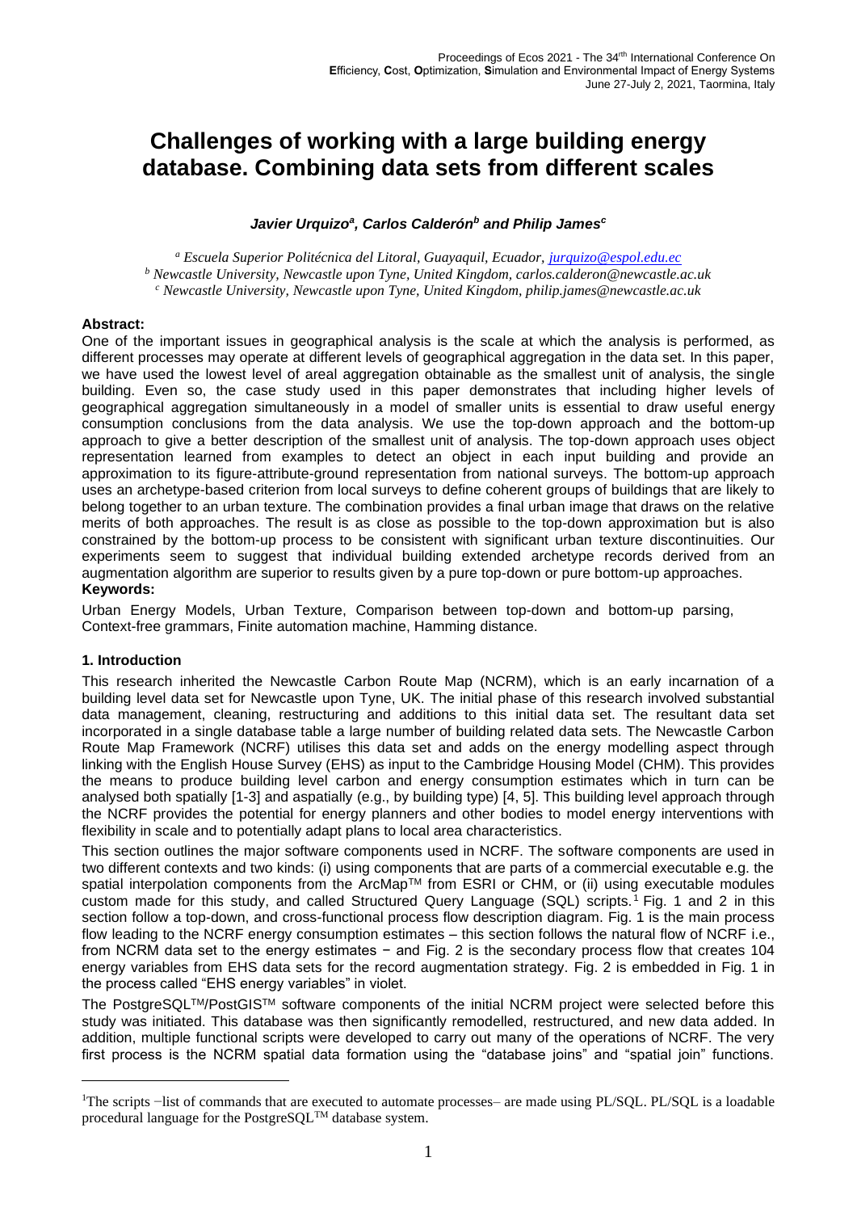# Challenges of working with a large building energy database. Combining data sets from different scales

***Javier Urquizo[a], Carlos Calderón[b] and Philip James[c]***

[a] *Escuela Superior Politécnica del Litoral, Guayaquil, Ecuador, jurquizo@espol.edu.ec*
[b] *Newcastle University, Newcastle upon Tyne, United Kingdom, carlos.calderon@newcastle.ac.uk*
[c] *Newcastle University, Newcastle upon Tyne, United Kingdom, philip.james@newcastle.ac.uk*

**Abstract:**

One of the important issues in geographical analysis is the scale at which the analysis is performed, as different processes may operate at different levels of geographical aggregation in the data set. In this paper, we have used the lowest level of areal aggregation obtainable as the smallest unit of analysis, the single building. Even so, the case study used in this paper demonstrates that including higher levels of geographical aggregation simultaneously in a model of smaller units is essential to draw useful energy consumption conclusions from the data analysis. We use the top-down approach and the bottom-up approach to give a better description of the smallest unit of analysis. The top-down approach uses object representation learned from examples to detect an object in each input building and provide an approximation to its figure-attribute-ground representation from national surveys. The bottom-up approach uses an archetype-based criterion from local surveys to define coherent groups of buildings that are likely to belong together to an urban texture. The combination provides a final urban image that draws on the relative merits of both approaches. The result is as close as possible to the top-down approximation but is also constrained by the bottom-up process to be consistent with significant urban texture discontinuities. Our experiments seem to suggest that individual building extended archetype records derived from an augmentation algorithm are superior to results given by a pure top-down or pure bottom-up approaches.

**Keywords:**

Urban Energy Models, Urban Texture, Comparison between top-down and bottom-up parsing, Context-free grammars, Finite automation machine, Hamming distance.

## 1. Introduction

This research inherited the Newcastle Carbon Route Map (NCRM), which is an early incarnation of a building level data set for Newcastle upon Tyne, UK. The initial phase of this research involved substantial data management, cleaning, restructuring and additions to this initial data set. The resultant data set incorporated in a single database table a large number of building related data sets. The Newcastle Carbon Route Map Framework (NCRF) utilises this data set and adds on the energy modelling aspect through linking with the English House Survey (EHS) as input to the Cambridge Housing Model (CHM). This provides the means to produce building level carbon and energy consumption estimates which in turn can be analysed both spatially [1-3] and aspatially (e.g., by building type) [4, 5]. This building level approach through the NCRF provides the potential for energy planners and other bodies to model energy interventions with flexibility in scale and to potentially adapt plans to local area characteristics.

This section outlines the major software components used in NCRF. The software components are used in two different contexts and two kinds: (i) using components that are parts of a commercial executable e.g. the spatial interpolation components from the ArcMap™ from ESRI or CHM, or (ii) using executable modules custom made for this study, and called Structured Query Language (SQL) scripts.[1] Fig. 1 and 2 in this section follow a top-down, and cross-functional process flow description diagram. Fig. 1 is the main process flow leading to the NCRF energy consumption estimates – this section follows the natural flow of NCRF i.e., from NCRM data set to the energy estimates − and Fig. 2 is the secondary process flow that creates 104 energy variables from EHS data sets for the record augmentation strategy. Fig. 2 is embedded in Fig. 1 in the process called "EHS energy variables" in violet.

The PostgreSQL™/PostGIS™ software components of the initial NCRM project were selected before this study was initiated. This database was then significantly remodelled, restructured, and new data added. In addition, multiple functional scripts were developed to carry out many of the operations of NCRF. The very first process is the NCRM spatial data formation using the "database joins" and "spatial join" functions.

---

[1] The scripts −list of commands that are executed to automate processes– are made using PL/SQL. PL/SQL is a loadable procedural language for the PostgreSQL™ database system.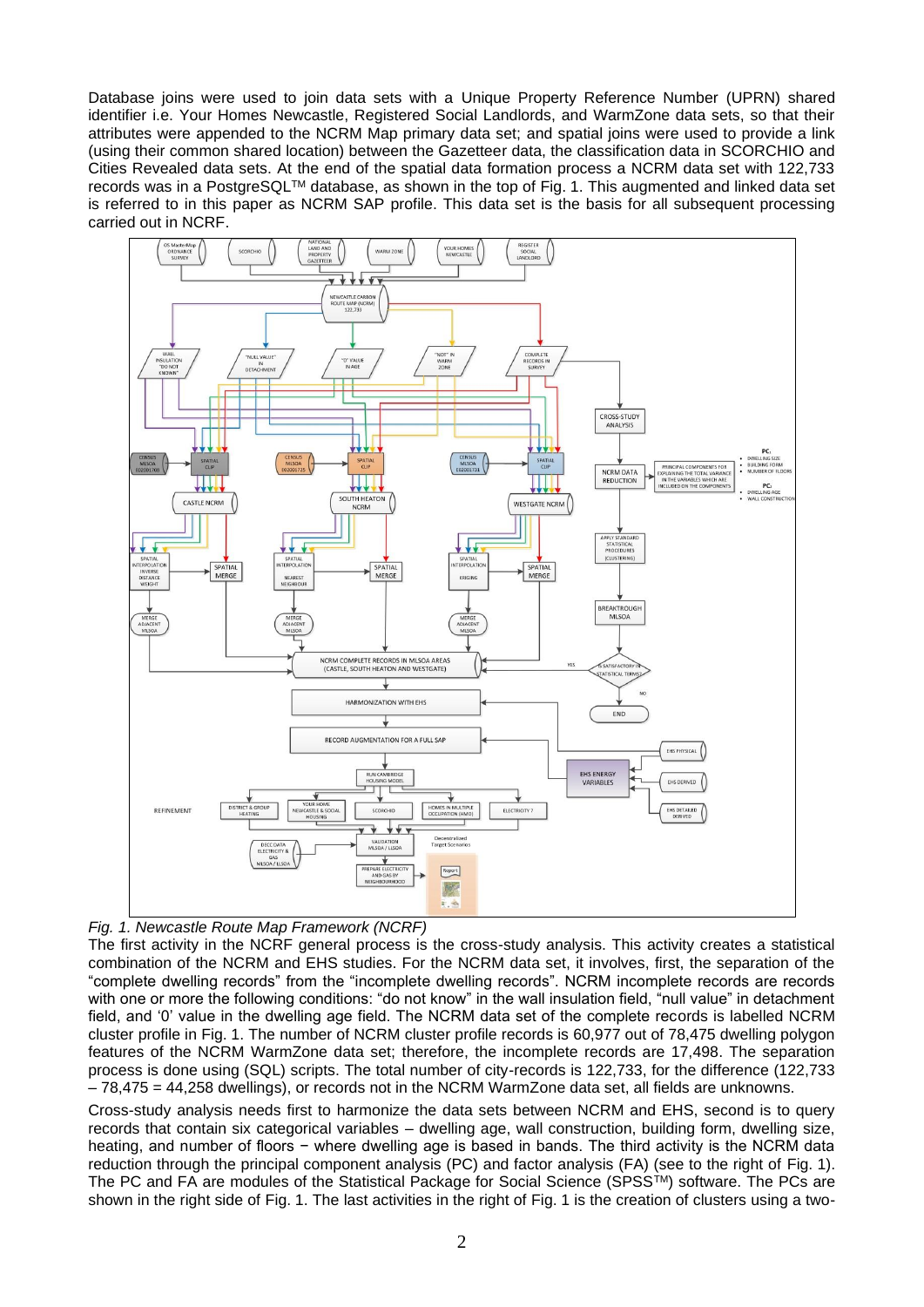Database joins were used to join data sets with a Unique Property Reference Number (UPRN) shared identifier i.e. Your Homes Newcastle, Registered Social Landlords, and WarmZone data sets, so that their attributes were appended to the NCRM Map primary data set; and spatial joins were used to provide a link (using their common shared location) between the Gazetteer data, the classification data in SCORCHIO and Cities Revealed data sets. At the end of the spatial data formation process a NCRM data set with 122,733 records was in a PostgreSQL™ database, as shown in the top of Fig. 1. This augmented and linked data set is referred to in this paper as NCRM SAP profile. This data set is the basis for all subsequent processing carried out in NCRF.

*Fig. 1. Newcastle Route Map Framework (NCRF)*

The first activity in the NCRF general process is the cross-study analysis. This activity creates a statistical combination of the NCRM and EHS studies. For the NCRM data set, it involves, first, the separation of the "complete dwelling records" from the "incomplete dwelling records". NCRM incomplete records are records with one or more the following conditions: "do not know" in the wall insulation field, "null value" in detachment field, and '0' value in the dwelling age field. The NCRM data set of the complete records is labelled NCRM cluster profile in Fig. 1. The number of NCRM cluster profile records is 60,977 out of 78,475 dwelling polygon features of the NCRM WarmZone data set; therefore, the incomplete records are 17,498. The separation process is done using (SQL) scripts. The total number of city-records is 122,733, for the difference (122,733 – 78,475 = 44,258 dwellings), or records not in the NCRM WarmZone data set, all fields are unknowns.

Cross-study analysis needs first to harmonize the data sets between NCRM and EHS, second is to query records that contain six categorical variables – dwelling age, wall construction, building form, dwelling size, heating, and number of floors − where dwelling age is based in bands. The third activity is the NCRM data reduction through the principal component analysis (PC) and factor analysis (FA) (see to the right of Fig. 1). The PC and FA are modules of the Statistical Package for Social Science (SPSS™) software. The PCs are shown in the right side of Fig. 1. The last activities in the right of Fig. 1 is the creation of clusters using a two-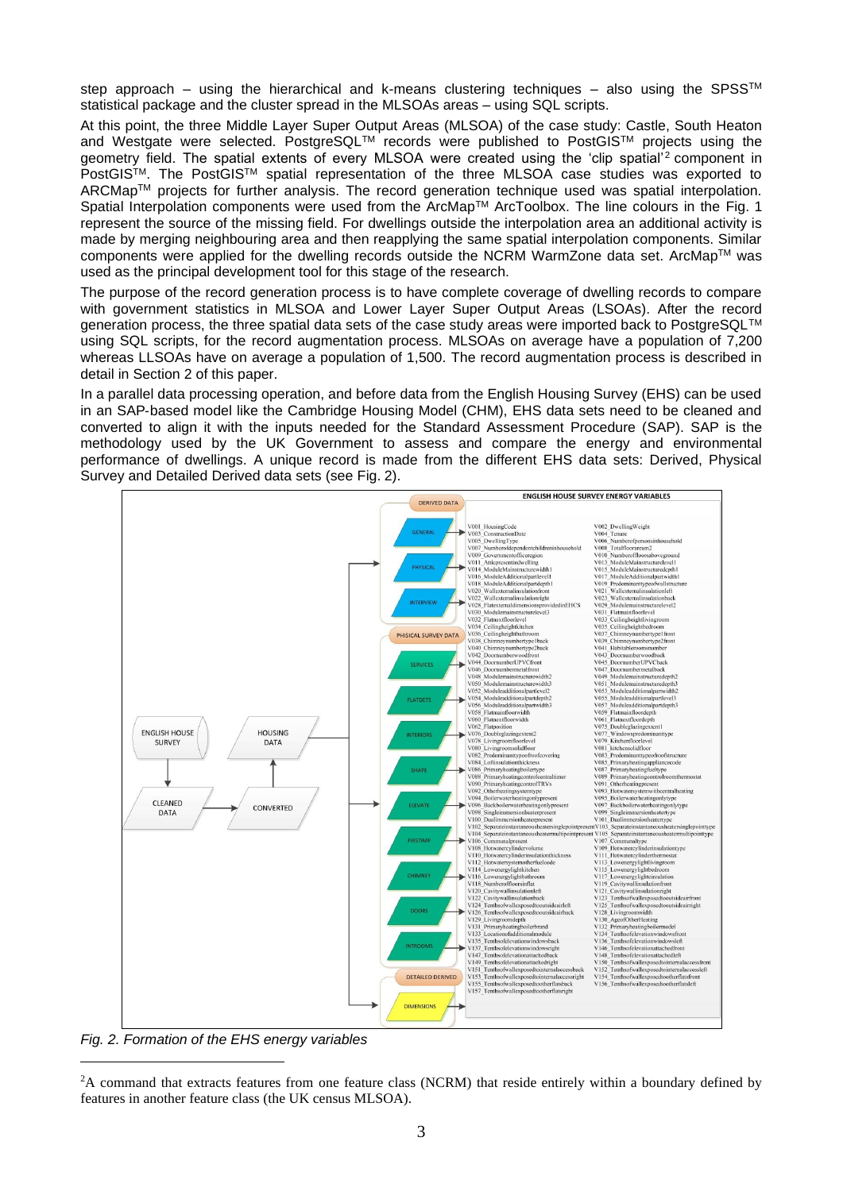step approach – using the hierarchical and k-means clustering techniques – also using the SPSS™ statistical package and the cluster spread in the MLSOAs areas – using SQL scripts.

At this point, the three Middle Layer Super Output Areas (MLSOA) of the case study: Castle, South Heaton and Westgate were selected. PostgreSQL™ records were published to PostGIS™ projects using the geometry field. The spatial extents of every MLSOA were created using the 'clip spatial'[2] component in PostGIS™. The PostGIS™ spatial representation of the three MLSOA case studies was exported to ARCMap™ projects for further analysis. The record generation technique used was spatial interpolation. Spatial Interpolation components were used from the ArcMap™ ArcToolbox. The line colours in the Fig. 1 represent the source of the missing field. For dwellings outside the interpolation area an additional activity is made by merging neighbouring area and then reapplying the same spatial interpolation components. Similar components were applied for the dwelling records outside the NCRM WarmZone data set. ArcMap™ was used as the principal development tool for this stage of the research.

The purpose of the record generation process is to have complete coverage of dwelling records to compare with government statistics in MLSOA and Lower Layer Super Output Areas (LSOAs). After the record generation process, the three spatial data sets of the case study areas were imported back to PostgreSQL™ using SQL scripts, for the record augmentation process. MLSOAs on average have a population of 7,200 whereas LLSOAs have on average a population of 1,500. The record augmentation process is described in detail in Section 2 of this paper.

In a parallel data processing operation, and before data from the English Housing Survey (EHS) can be used in an SAP-based model like the Cambridge Housing Model (CHM), EHS data sets need to be cleaned and converted to align it with the inputs needed for the Standard Assessment Procedure (SAP). SAP is the methodology used by the UK Government to assess and compare the energy and environmental performance of dwellings. A unique record is made from the different EHS data sets: Derived, Physical Survey and Detailed Derived data sets (see Fig. 2).

*Fig. 2. Formation of the EHS energy variables*

[2]A command that extracts features from one feature class (NCRM) that reside entirely within a boundary defined by features in another feature class (the UK census MLSOA).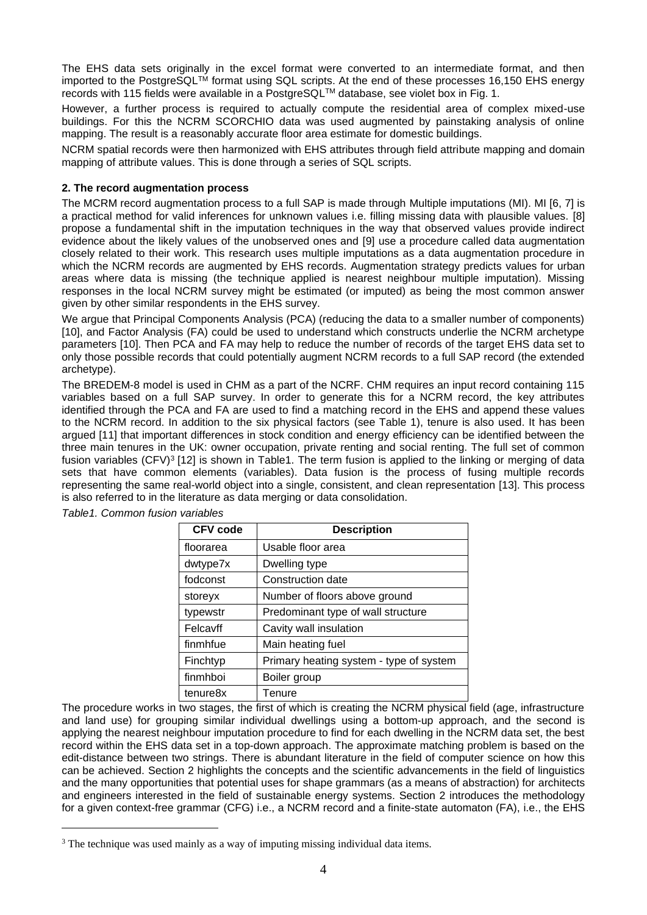The EHS data sets originally in the excel format were converted to an intermediate format, and then imported to the PostgreSQL™ format using SQL scripts. At the end of these processes 16,150 EHS energy records with 115 fields were available in a PostgreSQL™ database, see violet box in Fig. 1.

However, a further process is required to actually compute the residential area of complex mixed-use buildings. For this the NCRM SCORCHIO data was used augmented by painstaking analysis of online mapping. The result is a reasonably accurate floor area estimate for domestic buildings.

NCRM spatial records were then harmonized with EHS attributes through field attribute mapping and domain mapping of attribute values. This is done through a series of SQL scripts.

**2. The record augmentation process**

The MCRM record augmentation process to a full SAP is made through Multiple imputations (MI). MI [6, 7] is a practical method for valid inferences for unknown values i.e. filling missing data with plausible values. [8] propose a fundamental shift in the imputation techniques in the way that observed values provide indirect evidence about the likely values of the unobserved ones and [9] use a procedure called data augmentation closely related to their work. This research uses multiple imputations as a data augmentation procedure in which the NCRM records are augmented by EHS records. Augmentation strategy predicts values for urban areas where data is missing (the technique applied is nearest neighbour multiple imputation). Missing responses in the local NCRM survey might be estimated (or imputed) as being the most common answer given by other similar respondents in the EHS survey.

We argue that Principal Components Analysis (PCA) (reducing the data to a smaller number of components) [10], and Factor Analysis (FA) could be used to understand which constructs underlie the NCRM archetype parameters [10]. Then PCA and FA may help to reduce the number of records of the target EHS data set to only those possible records that could potentially augment NCRM records to a full SAP record (the extended archetype).

The BREDEM-8 model is used in CHM as a part of the NCRF. CHM requires an input record containing 115 variables based on a full SAP survey. In order to generate this for a NCRM record, the key attributes identified through the PCA and FA are used to find a matching record in the EHS and append these values to the NCRM record. In addition to the six physical factors (see Table 1), tenure is also used. It has been argued [11] that important differences in stock condition and energy efficiency can be identified between the three main tenures in the UK: owner occupation, private renting and social renting. The full set of common fusion variables (CFV)[3] [12] is shown in Table1. The term fusion is applied to the linking or merging of data sets that have common elements (variables). Data fusion is the process of fusing multiple records representing the same real-world object into a single, consistent, and clean representation [13]. This process is also referred to in the literature as data merging or data consolidation.

*Table1. Common fusion variables*

| CFV code | Description |
|---|---|
| floorarea | Usable floor area |
| dwtype7x | Dwelling type |
| fodconst | Construction date |
| storeyx | Number of floors above ground |
| typewstr | Predominant type of wall structure |
| Felcavff | Cavity wall insulation |
| finmhfue | Main heating fuel |
| Finchtyp | Primary heating system - type of system |
| finmhboi | Boiler group |
| tenure8x | Tenure |

The procedure works in two stages, the first of which is creating the NCRM physical field (age, infrastructure and land use) for grouping similar individual dwellings using a bottom-up approach, and the second is applying the nearest neighbour imputation procedure to find for each dwelling in the NCRM data set, the best record within the EHS data set in a top-down approach. The approximate matching problem is based on the edit-distance between two strings. There is abundant literature in the field of computer science on how this can be achieved. Section 2 highlights the concepts and the scientific advancements in the field of linguistics and the many opportunities that potential uses for shape grammars (as a means of abstraction) for architects and engineers interested in the field of sustainable energy systems. Section 2 introduces the methodology for a given context-free grammar (CFG) i.e., a NCRM record and a finite-state automaton (FA), i.e., the EHS

[3] The technique was used mainly as a way of imputing missing individual data items.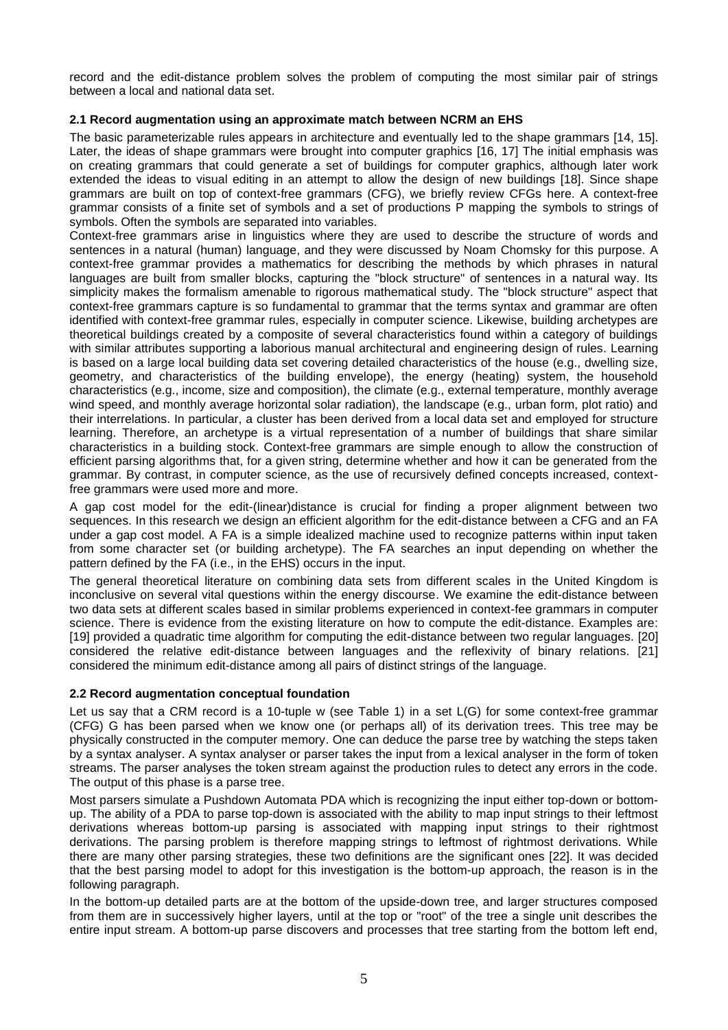record and the edit-distance problem solves the problem of computing the most similar pair of strings between a local and national data set.

### 2.1 Record augmentation using an approximate match between NCRM an EHS

The basic parameterizable rules appears in architecture and eventually led to the shape grammars [14, 15]. Later, the ideas of shape grammars were brought into computer graphics [16, 17] The initial emphasis was on creating grammars that could generate a set of buildings for computer graphics, although later work extended the ideas to visual editing in an attempt to allow the design of new buildings [18]. Since shape grammars are built on top of context-free grammars (CFG), we briefly review CFGs here. A context-free grammar consists of a finite set of symbols and a set of productions P mapping the symbols to strings of symbols. Often the symbols are separated into variables.

Context-free grammars arise in linguistics where they are used to describe the structure of words and sentences in a natural (human) language, and they were discussed by Noam Chomsky for this purpose. A context-free grammar provides a mathematics for describing the methods by which phrases in natural languages are built from smaller blocks, capturing the "block structure" of sentences in a natural way. Its simplicity makes the formalism amenable to rigorous mathematical study. The "block structure" aspect that context-free grammars capture is so fundamental to grammar that the terms syntax and grammar are often identified with context-free grammar rules, especially in computer science. Likewise, building archetypes are theoretical buildings created by a composite of several characteristics found within a category of buildings with similar attributes supporting a laborious manual architectural and engineering design of rules. Learning is based on a large local building data set covering detailed characteristics of the house (e.g., dwelling size, geometry, and characteristics of the building envelope), the energy (heating) system, the household characteristics (e.g., income, size and composition), the climate (e.g., external temperature, monthly average wind speed, and monthly average horizontal solar radiation), the landscape (e.g., urban form, plot ratio) and their interrelations. In particular, a cluster has been derived from a local data set and employed for structure learning. Therefore, an archetype is a virtual representation of a number of buildings that share similar characteristics in a building stock. Context-free grammars are simple enough to allow the construction of efficient parsing algorithms that, for a given string, determine whether and how it can be generated from the grammar. By contrast, in computer science, as the use of recursively defined concepts increased, context-free grammars were used more and more.

A gap cost model for the edit-(linear)distance is crucial for finding a proper alignment between two sequences. In this research we design an efficient algorithm for the edit-distance between a CFG and an FA under a gap cost model. A FA is a simple idealized machine used to recognize patterns within input taken from some character set (or building archetype). The FA searches an input depending on whether the pattern defined by the FA (i.e., in the EHS) occurs in the input.

The general theoretical literature on combining data sets from different scales in the United Kingdom is inconclusive on several vital questions within the energy discourse. We examine the edit-distance between two data sets at different scales based in similar problems experienced in context-fee grammars in computer science. There is evidence from the existing literature on how to compute the edit-distance. Examples are: [19] provided a quadratic time algorithm for computing the edit-distance between two regular languages. [20] considered the relative edit-distance between languages and the reflexivity of binary relations. [21] considered the minimum edit-distance among all pairs of distinct strings of the language.

### 2.2 Record augmentation conceptual foundation

Let us say that a CRM record is a 10-tuple w (see Table 1) in a set L(G) for some context-free grammar (CFG) G has been parsed when we know one (or perhaps all) of its derivation trees. This tree may be physically constructed in the computer memory. One can deduce the parse tree by watching the steps taken by a syntax analyser. A syntax analyser or parser takes the input from a lexical analyser in the form of token streams. The parser analyses the token stream against the production rules to detect any errors in the code. The output of this phase is a parse tree.

Most parsers simulate a Pushdown Automata PDA which is recognizing the input either top-down or bottom-up. The ability of a PDA to parse top-down is associated with the ability to map input strings to their leftmost derivations whereas bottom-up parsing is associated with mapping input strings to their rightmost derivations. The parsing problem is therefore mapping strings to leftmost of rightmost derivations. While there are many other parsing strategies, these two definitions are the significant ones [22]. It was decided that the best parsing model to adopt for this investigation is the bottom-up approach, the reason is in the following paragraph.

In the bottom-up detailed parts are at the bottom of the upside-down tree, and larger structures composed from them are in successively higher layers, until at the top or "root" of the tree a single unit describes the entire input stream. A bottom-up parse discovers and processes that tree starting from the bottom left end,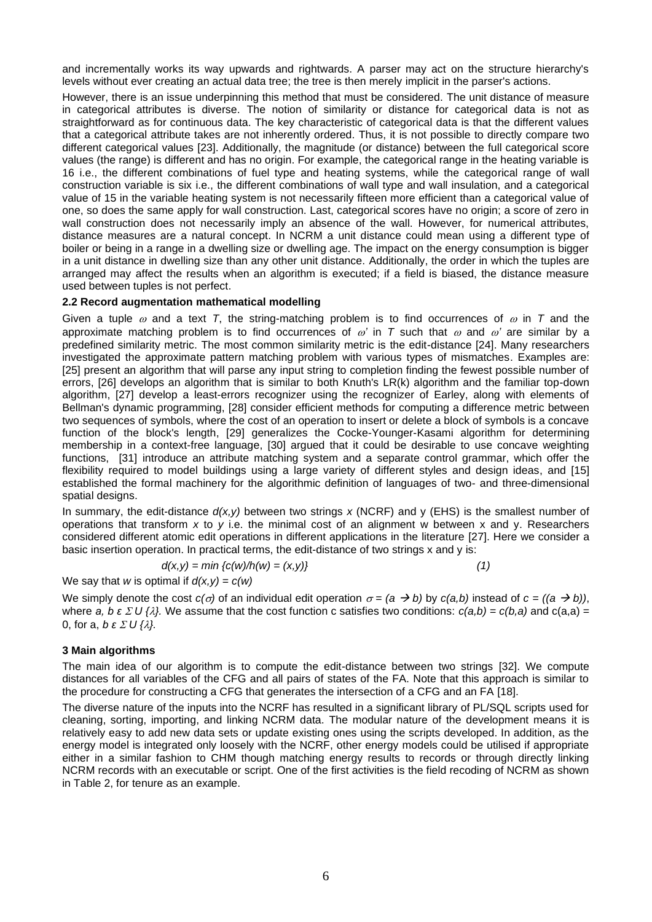and incrementally works its way upwards and rightwards. A parser may act on the structure hierarchy's levels without ever creating an actual data tree; the tree is then merely implicit in the parser's actions.

However, there is an issue underpinning this method that must be considered. The unit distance of measure in categorical attributes is diverse. The notion of similarity or distance for categorical data is not as straightforward as for continuous data. The key characteristic of categorical data is that the different values that a categorical attribute takes are not inherently ordered. Thus, it is not possible to directly compare two different categorical values [23]. Additionally, the magnitude (or distance) between the full categorical score values (the range) is different and has no origin. For example, the categorical range in the heating variable is 16 i.e., the different combinations of fuel type and heating systems, while the categorical range of wall construction variable is six i.e., the different combinations of wall type and wall insulation, and a categorical value of 15 in the variable heating system is not necessarily fifteen more efficient than a categorical value of one, so does the same apply for wall construction. Last, categorical scores have no origin; a score of zero in wall construction does not necessarily imply an absence of the wall. However, for numerical attributes, distance measures are a natural concept. In NCRM a unit distance could mean using a different type of boiler or being in a range in a dwelling size or dwelling age. The impact on the energy consumption is bigger in a unit distance in dwelling size than any other unit distance. Additionally, the order in which the tuples are arranged may affect the results when an algorithm is executed; if a field is biased, the distance measure used between tuples is not perfect.

### 2.2 Record augmentation mathematical modelling

Given a tuple $\omega$ and a text $T$, the string-matching problem is to find occurrences of $\omega$ in $T$ and the approximate matching problem is to find occurrences of $\omega'$ in $T$ such that $\omega$ and $\omega'$ are similar by a predefined similarity metric. The most common similarity metric is the edit-distance [24]. Many researchers investigated the approximate pattern matching problem with various types of mismatches. Examples are: [25] present an algorithm that will parse any input string to completion finding the fewest possible number of errors, [26] develops an algorithm that is similar to both Knuth's LR(k) algorithm and the familiar top-down algorithm, [27] develop a least-errors recognizer using the recognizer of Earley, along with elements of Bellman's dynamic programming, [28] consider efficient methods for computing a difference metric between two sequences of symbols, where the cost of an operation to insert or delete a block of symbols is a concave function of the block's length, [29] generalizes the Cocke-Younger-Kasami algorithm for determining membership in a context-free language, [30] argued that it could be desirable to use concave weighting functions, [31] introduce an attribute matching system and a separate control grammar, which offer the flexibility required to model buildings using a large variety of different styles and design ideas, and [15] established the formal machinery for the algorithmic definition of languages of two- and three-dimensional spatial designs.

In summary, the edit-distance $d(x,y)$ between two strings $x$ (NCRF) and y (EHS) is the smallest number of operations that transform $x$ to $y$ i.e. the minimal cost of an alignment w between x and y. Researchers considered different atomic edit operations in different applications in the literature [27]. Here we consider a basic insertion operation. In practical terms, the edit-distance of two strings x and y is:

$$d(x,y) = \min \{c(w)/h(w) = (x,y)\} \qquad (1)$$

We say that $w$ is optimal if $d(x,y) = c(w)$

We simply denote the cost $c(\sigma)$ of an individual edit operation $\sigma = (a \rightarrow b)$ by $c(a,b)$ instead of $c = ((a \rightarrow b))$, where $a, b \in \Sigma \cup \{\lambda\}$. We assume that the cost function c satisfies two conditions: $c(a,b) = c(b,a)$ and $c(a,a) = 0$, for a, $b \in \Sigma \cup \{\lambda\}$.

## 3 Main algorithms

The main idea of our algorithm is to compute the edit-distance between two strings [32]. We compute distances for all variables of the CFG and all pairs of states of the FA. Note that this approach is similar to the procedure for constructing a CFG that generates the intersection of a CFG and an FA [18].

The diverse nature of the inputs into the NCRF has resulted in a significant library of PL/SQL scripts used for cleaning, sorting, importing, and linking NCRM data. The modular nature of the development means it is relatively easy to add new data sets or update existing ones using the scripts developed. In addition, as the energy model is integrated only loosely with the NCRF, other energy models could be utilised if appropriate either in a similar fashion to CHM though matching energy results to records or through directly linking NCRM records with an executable or script. One of the first activities is the field recoding of NCRM as shown in Table 2, for tenure as an example.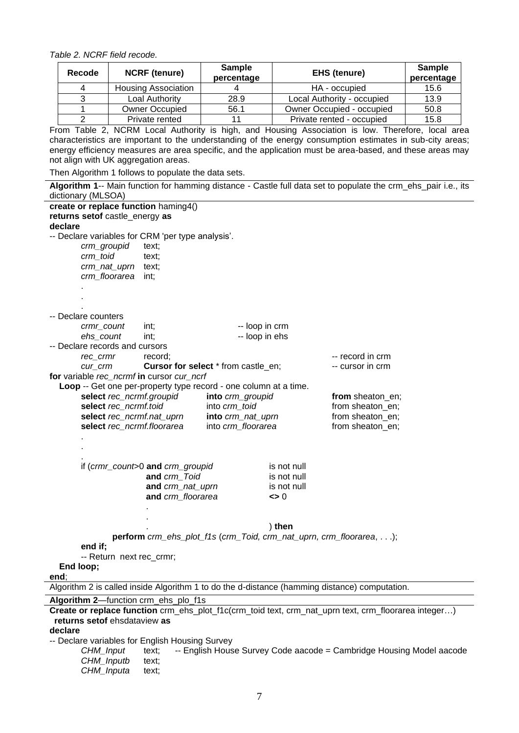*Table 2. NCRF field recode.*

| Recode | NCRF (tenure) | Sample percentage | EHS (tenure) | Sample percentage |
|---|---|---|---|---|
| 4 | Housing Association | 4 | HA - occupied | 15.6 |
| 3 | Loal Authority | 28.9 | Local Authority - occupied | 13.9 |
| 1 | Owner Occupied | 56.1 | Owner Occupied - occupied | 50.8 |
| 2 | Private rented | 11 | Private rented - occupied | 15.8 |

From Table 2, NCRM Local Authority is high, and Housing Association is low. Therefore, local area characteristics are important to the understanding of the energy consumption estimates in sub-city areas; energy efficiency measures are area specific, and the application must be area-based, and these areas may not align with UK aggregation areas.

Then Algorithm 1 follows to populate the data sets.

**Algorithm 1**-- Main function for hamming distance - Castle full data set to populate the crm_ehs_pair i.e., its dictionary (MLSOA)

```
create or replace function haming4()
returns setof castle_energy as
declare
-- Declare variables for CRM 'per type analysis'.
        crm_groupid     text;
        crm_toid        text;
        crm_nat_uprn    text;
        crm_floorarea   int;
        .
        .
        .
-- Declare counters
        crmr_count      int;                    -- loop in crm
        ehs_count       int;                    -- loop in ehs
-- Declare records and cursors
        rec_crmr        record;                                         -- record in crm
        cur_crm         Cursor for select * from castle_en;             -- cursor in crm
for variable rec_ncrmf in cursor cur_ncrf
   Loop -- Get one per-property type record - one column at a time.
        select rec_ncrmf.groupid        into crm_groupid        from sheaton_en;
        select rec_ncrmf.toid           into crm_toid           from sheaton_en;
        select rec_ncrmf.nat_uprn       into crm_nat_uprn       from sheaton_en;
        select rec_ncrmf.floorarea      into crm_floorarea      from sheaton_en;
        .
        .
        .
        if (crmr_count>0 and crm_groupid        is not null
                        and crm_Toid            is not null
                        and crm_nat_uprn        is not null
                        and crm_floorarea       <> 0
                        .
                        .
                        .                       ) then
                perform crm_ehs_plot_f1s (crm_Toid, crm_nat_uprn, crm_floorarea, . . .);
        end if;
        -- Return  next rec_crmr;
   End loop;
end;
```

Algorithm 2 is called inside Algorithm 1 to do the d-distance (hamming distance) computation.

**Algorithm 2**—function crm_ehs_plo_f1s

```
Create or replace function crm_ehs_plot_f1c(crm_toid text, crm_nat_uprn text, crm_floorarea integer…)
  returns setof ehsdataview as
declare
-- Declare variables for English Housing Survey
        CHM_Input       text;   -- English House Survey Code aacode = Cambridge Housing Model aacode
        CHM_Inputb      text;
        CHM_Inputa      text;
```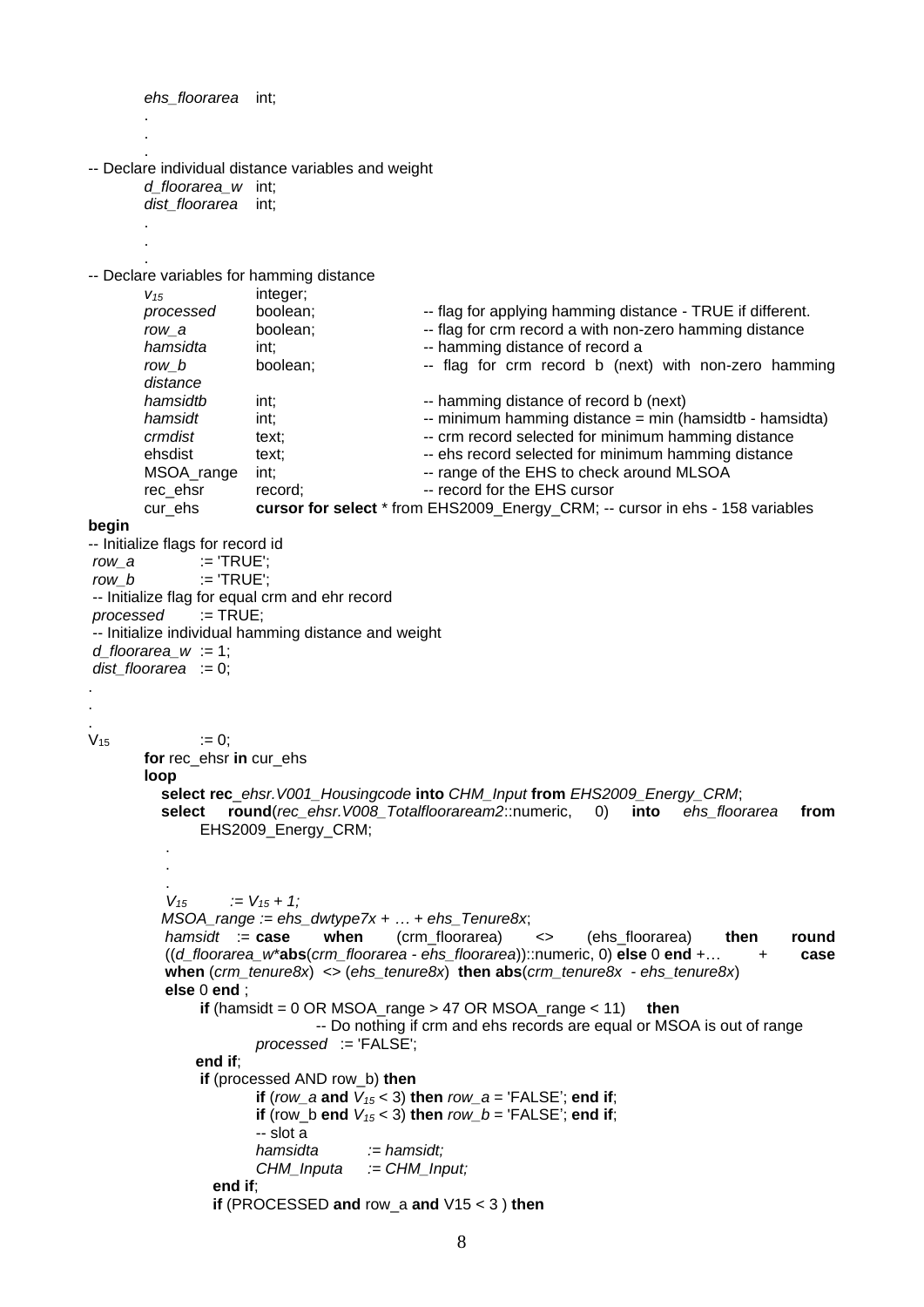```
        ehs_floorarea    int;
        .
        .
        .
-- Declare individual distance variables and weight
        d_floorarea_w    int;
        dist_floorarea   int;
        .
        .
        .
-- Declare variables for hamming distance
        v15              integer;
        processed        boolean;     -- flag for applying hamming distance - TRUE if different.
        row_a            boolean;     -- flag for crm record a with non-zero hamming distance
        hamsidta         int;         -- hamming distance of record a
        row_b            boolean;     -- flag for crm record b (next) with non-zero hamming
        distance
        hamsidtb         int;         -- hamming distance of record b (next)
        hamsidt          int;         -- minimum hamming distance = min (hamsidtb - hamsidta)
        crmdist          text;        -- crm record selected for minimum hamming distance
        ehsdist          text;        -- ehs record selected for minimum hamming distance
        MSOA_range       int;         -- range of the EHS to check around MLSOA
        rec_ehsr         record;      -- record for the EHS cursor
        cur_ehs          cursor for select * from EHS2009_Energy_CRM; -- cursor in ehs - 158 variables
begin
-- Initialize flags for record id
 row_a          := 'TRUE';
 row_b          := 'TRUE';
 -- Initialize flag for equal crm and ehr record
 processed      := TRUE;
 -- Initialize individual hamming distance and weight
 d_floorarea_w  := 1;
 dist_floorarea  := 0;
.
.
.
V15             := 0;
        for rec_ehsr in cur_ehs
        loop
          select rec_ehsr.V001_Housingcode into CHM_Input from EHS2009_Energy_CRM;
          select   round(rec_ehsr.V008_Totalflooraream2::numeric,   0)   into   ehs_floorarea   from
                EHS2009_Energy_CRM;
           .
           .
           .
           V15        := V15 + 1;
          MSOA_range := ehs_dwtype7x + … + ehs_Tenure8x;
           hamsidt  := case    when    (crm_floorarea)    <>    (ehs_floorarea)    then    round
           ((d_floorarea_w*abs(crm_floorarea - ehs_floorarea))::numeric, 0) else 0 end +…     +    case
           when (crm_tenure8x)  <> (ehs_tenure8x)  then abs(crm_tenure8x  - ehs_tenure8x)
           else 0 end ;
                if (hamsidt = 0 OR MSOA_range > 47 OR MSOA_range < 11)    then
                                -- Do nothing if crm and ehs records are equal or MSOA is out of range
                        processed   := 'FALSE';
              end if;
               if (processed AND row_b) then
                        if (row_a and V15 < 3) then row_a = 'FALSE'; end if;
                        if (row_b end V15 < 3) then row_b = 'FALSE'; end if;
                        -- slot a
                        hamsidta        := hamsidt;
                        CHM_Inputa      := CHM_Input;
                 end if;
                 if (PROCESSED and row_a and V15 < 3 ) then
```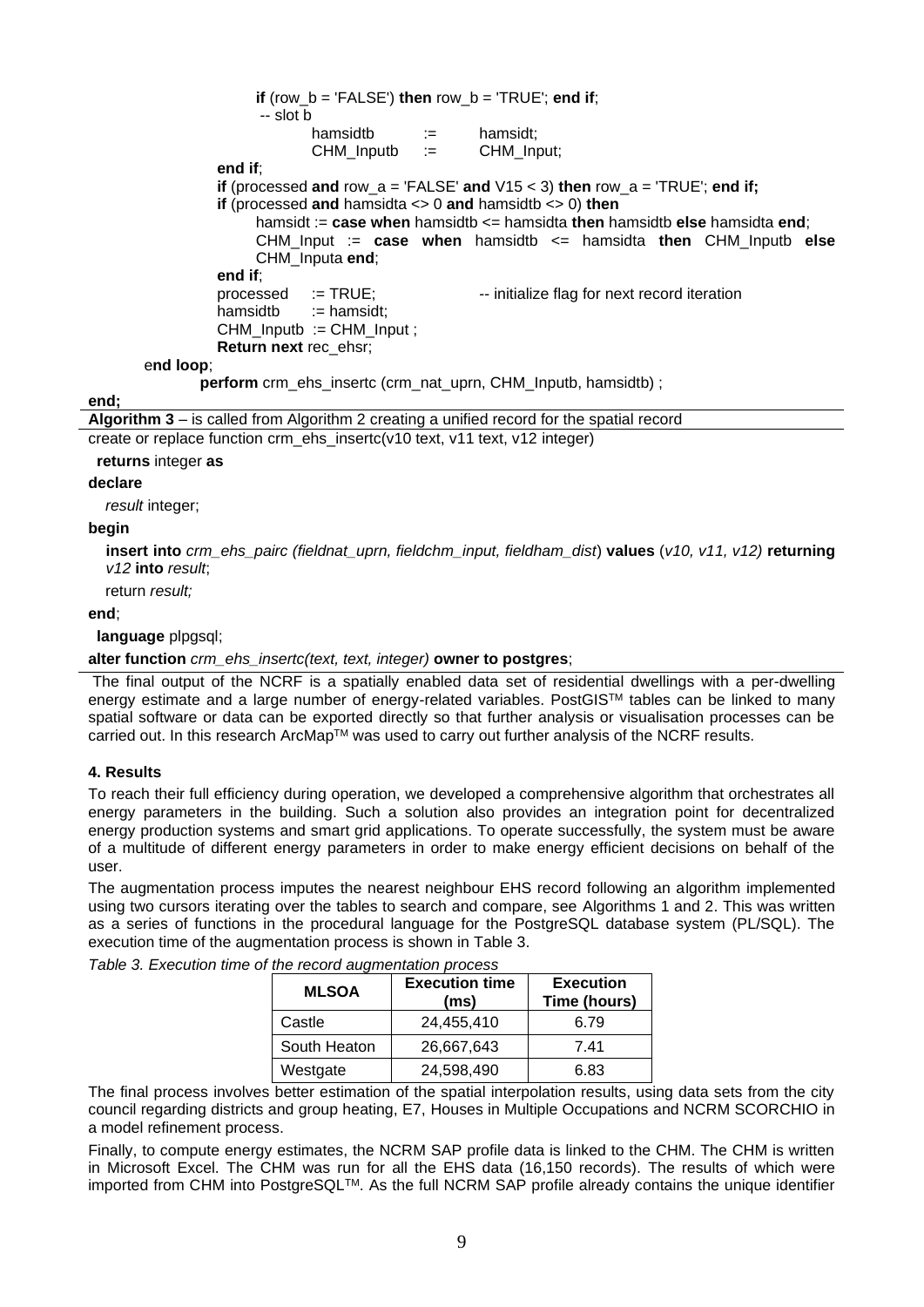```
                if (row_b = 'FALSE') then row_b = 'TRUE'; end if;
                 -- slot b
                        hamsidtb      :=      hamsidt;
                        CHM_Inputb    :=      CHM_Input;
            end if;
            if (processed and row_a = 'FALSE' and V15 < 3) then row_a = 'TRUE'; end if;
            if (processed and hamsidta <> 0 and hamsidtb <> 0) then
                hamsidt := case when hamsidtb <= hamsidta then hamsidtb else hamsidta end;
                CHM_Input := case when hamsidtb <= hamsidta then CHM_Inputb else
                CHM_Inputa end;
            end if;
            processed    := TRUE;            -- initialize flag for next record iteration
            hamsidtb     := hamsidt;
            CHM_Inputb  := CHM_Input ;
            Return next rec_ehsr;
        end loop;
            perform crm_ehs_insertc (crm_nat_uprn, CHM_Inputb, hamsidtb) ;
end;
```

**Algorithm 3** – is called from Algorithm 2 creating a unified record for the spatial record

```
create or replace function crm_ehs_insertc(v10 text, v11 text, v12 integer)
  returns integer as
declare
   result integer;
begin
   insert into crm_ehs_pairc (fieldnat_uprn, fieldchm_input, fieldham_dist) values (v10, v11, v12) returning
   v12 into result;
   return result;
end;
  language plpgsql;
alter function crm_ehs_insertc(text, text, integer) owner to postgres;
```

The final output of the NCRF is a spatially enabled data set of residential dwellings with a per-dwelling energy estimate and a large number of energy-related variables. PostGIS™ tables can be linked to many spatial software or data can be exported directly so that further analysis or visualisation processes can be carried out. In this research ArcMap™ was used to carry out further analysis of the NCRF results.

#### 4. Results

To reach their full efficiency during operation, we developed a comprehensive algorithm that orchestrates all energy parameters in the building. Such a solution also provides an integration point for decentralized energy production systems and smart grid applications. To operate successfully, the system must be aware of a multitude of different energy parameters in order to make energy efficient decisions on behalf of the user.

The augmentation process imputes the nearest neighbour EHS record following an algorithm implemented using two cursors iterating over the tables to search and compare, see Algorithms 1 and 2. This was written as a series of functions in the procedural language for the PostgreSQL database system (PL/SQL). The execution time of the augmentation process is shown in Table 3.

*Table 3. Execution time of the record augmentation process*

| MLSOA | Execution time (ms) | Execution Time (hours) |
|---|---|---|
| Castle | 24,455,410 | 6.79 |
| South Heaton | 26,667,643 | 7.41 |
| Westgate | 24,598,490 | 6.83 |

The final process involves better estimation of the spatial interpolation results, using data sets from the city council regarding districts and group heating, E7, Houses in Multiple Occupations and NCRM SCORCHIO in a model refinement process.

Finally, to compute energy estimates, the NCRM SAP profile data is linked to the CHM. The CHM is written in Microsoft Excel. The CHM was run for all the EHS data (16,150 records). The results of which were imported from CHM into PostgreSQL™. As the full NCRM SAP profile already contains the unique identifier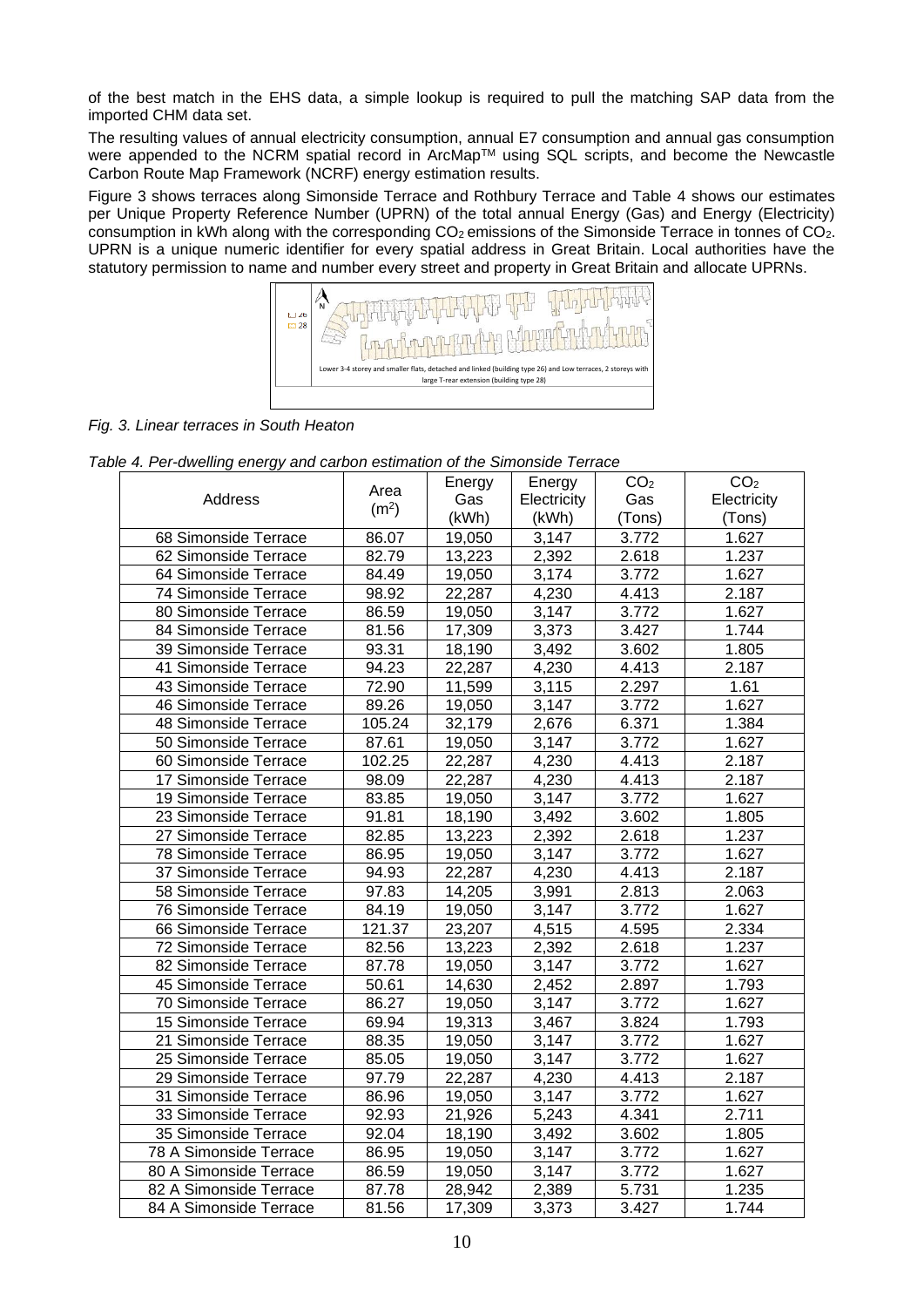of the best match in the EHS data, a simple lookup is required to pull the matching SAP data from the imported CHM data set.

The resulting values of annual electricity consumption, annual E7 consumption and annual gas consumption were appended to the NCRM spatial record in ArcMap™ using SQL scripts, and become the Newcastle Carbon Route Map Framework (NCRF) energy estimation results.

Figure 3 shows terraces along Simonside Terrace and Rothbury Terrace and Table 4 shows our estimates per Unique Property Reference Number (UPRN) of the total annual Energy (Gas) and Energy (Electricity) consumption in kWh along with the corresponding $CO_2$ emissions of the Simonside Terrace in tonnes of $CO_2$. UPRN is a unique numeric identifier for every spatial address in Great Britain. Local authorities have the statutory permission to name and number every street and property in Great Britain and allocate UPRNs.

Lower 3-4 storey and smaller flats, detached and linked (building type 26) and Low terraces, 2 storeys with large T-rear extension (building type 28)

*Fig. 3. Linear terraces in South Heaton*

*Table 4. Per-dwelling energy and carbon estimation of the Simonside Terrace*

| Address | Area ($m^2$) | Energy Gas (kWh) | Energy Electricity (kWh) | $CO_2$ Gas (Tons) | $CO_2$ Electricity (Tons) |
|---|---|---|---|---|---|
| 68 Simonside Terrace | 86.07 | 19,050 | 3,147 | 3.772 | 1.627 |
| 62 Simonside Terrace | 82.79 | 13,223 | 2,392 | 2.618 | 1.237 |
| 64 Simonside Terrace | 84.49 | 19,050 | 3,174 | 3.772 | 1.627 |
| 74 Simonside Terrace | 98.92 | 22,287 | 4,230 | 4.413 | 2.187 |
| 80 Simonside Terrace | 86.59 | 19,050 | 3,147 | 3.772 | 1.627 |
| 84 Simonside Terrace | 81.56 | 17,309 | 3,373 | 3.427 | 1.744 |
| 39 Simonside Terrace | 93.31 | 18,190 | 3,492 | 3.602 | 1.805 |
| 41 Simonside Terrace | 94.23 | 22,287 | 4,230 | 4.413 | 2.187 |
| 43 Simonside Terrace | 72.90 | 11,599 | 3,115 | 2.297 | 1.61 |
| 46 Simonside Terrace | 89.26 | 19,050 | 3,147 | 3.772 | 1.627 |
| 48 Simonside Terrace | 105.24 | 32,179 | 2,676 | 6.371 | 1.384 |
| 50 Simonside Terrace | 87.61 | 19,050 | 3,147 | 3.772 | 1.627 |
| 60 Simonside Terrace | 102.25 | 22,287 | 4,230 | 4.413 | 2.187 |
| 17 Simonside Terrace | 98.09 | 22,287 | 4,230 | 4.413 | 2.187 |
| 19 Simonside Terrace | 83.85 | 19,050 | 3,147 | 3.772 | 1.627 |
| 23 Simonside Terrace | 91.81 | 18,190 | 3,492 | 3.602 | 1.805 |
| 27 Simonside Terrace | 82.85 | 13,223 | 2,392 | 2.618 | 1.237 |
| 78 Simonside Terrace | 86.95 | 19,050 | 3,147 | 3.772 | 1.627 |
| 37 Simonside Terrace | 94.93 | 22,287 | 4,230 | 4.413 | 2.187 |
| 58 Simonside Terrace | 97.83 | 14,205 | 3,991 | 2.813 | 2.063 |
| 76 Simonside Terrace | 84.19 | 19,050 | 3,147 | 3.772 | 1.627 |
| 66 Simonside Terrace | 121.37 | 23,207 | 4,515 | 4.595 | 2.334 |
| 72 Simonside Terrace | 82.56 | 13,223 | 2,392 | 2.618 | 1.237 |
| 82 Simonside Terrace | 87.78 | 19,050 | 3,147 | 3.772 | 1.627 |
| 45 Simonside Terrace | 50.61 | 14,630 | 2,452 | 2.897 | 1.793 |
| 70 Simonside Terrace | 86.27 | 19,050 | 3,147 | 3.772 | 1.627 |
| 15 Simonside Terrace | 69.94 | 19,313 | 3,467 | 3.824 | 1.793 |
| 21 Simonside Terrace | 88.35 | 19,050 | 3,147 | 3.772 | 1.627 |
| 25 Simonside Terrace | 85.05 | 19,050 | 3,147 | 3.772 | 1.627 |
| 29 Simonside Terrace | 97.79 | 22,287 | 4,230 | 4.413 | 2.187 |
| 31 Simonside Terrace | 86.96 | 19,050 | 3,147 | 3.772 | 1.627 |
| 33 Simonside Terrace | 92.93 | 21,926 | 5,243 | 4.341 | 2.711 |
| 35 Simonside Terrace | 92.04 | 18,190 | 3,492 | 3.602 | 1.805 |
| 78 A Simonside Terrace | 86.95 | 19,050 | 3,147 | 3.772 | 1.627 |
| 80 A Simonside Terrace | 86.59 | 19,050 | 3,147 | 3.772 | 1.627 |
| 82 A Simonside Terrace | 87.78 | 28,942 | 2,389 | 5.731 | 1.235 |
| 84 A Simonside Terrace | 81.56 | 17,309 | 3,373 | 3.427 | 1.744 |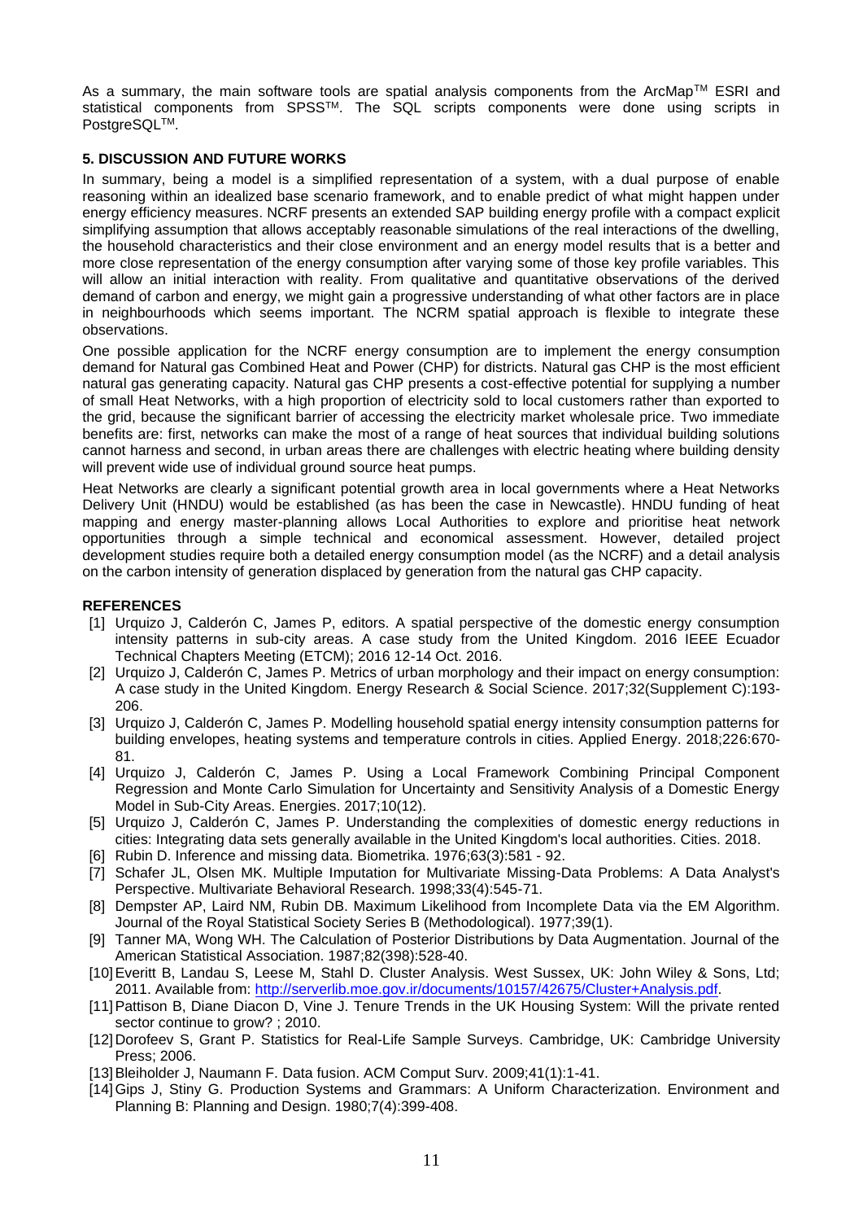As a summary, the main software tools are spatial analysis components from the ArcMap™ ESRI and statistical components from SPSS™. The SQL scripts components were done using scripts in PostgreSQL™.

## 5. DISCUSSION AND FUTURE WORKS

In summary, being a model is a simplified representation of a system, with a dual purpose of enable reasoning within an idealized base scenario framework, and to enable predict of what might happen under energy efficiency measures. NCRF presents an extended SAP building energy profile with a compact explicit simplifying assumption that allows acceptably reasonable simulations of the real interactions of the dwelling, the household characteristics and their close environment and an energy model results that is a better and more close representation of the energy consumption after varying some of those key profile variables. This will allow an initial interaction with reality. From qualitative and quantitative observations of the derived demand of carbon and energy, we might gain a progressive understanding of what other factors are in place in neighbourhoods which seems important. The NCRM spatial approach is flexible to integrate these observations.

One possible application for the NCRF energy consumption are to implement the energy consumption demand for Natural gas Combined Heat and Power (CHP) for districts. Natural gas CHP is the most efficient natural gas generating capacity. Natural gas CHP presents a cost-effective potential for supplying a number of small Heat Networks, with a high proportion of electricity sold to local customers rather than exported to the grid, because the significant barrier of accessing the electricity market wholesale price. Two immediate benefits are: first, networks can make the most of a range of heat sources that individual building solutions cannot harness and second, in urban areas there are challenges with electric heating where building density will prevent wide use of individual ground source heat pumps.

Heat Networks are clearly a significant potential growth area in local governments where a Heat Networks Delivery Unit (HNDU) would be established (as has been the case in Newcastle). HNDU funding of heat mapping and energy master-planning allows Local Authorities to explore and prioritise heat network opportunities through a simple technical and economical assessment. However, detailed project development studies require both a detailed energy consumption model (as the NCRF) and a detail analysis on the carbon intensity of generation displaced by generation from the natural gas CHP capacity.

## REFERENCES

[1] Urquizo J, Calderón C, James P, editors. A spatial perspective of the domestic energy consumption intensity patterns in sub-city areas. A case study from the United Kingdom. 2016 IEEE Ecuador Technical Chapters Meeting (ETCM); 2016 12-14 Oct. 2016.

[2] Urquizo J, Calderón C, James P. Metrics of urban morphology and their impact on energy consumption: A case study in the United Kingdom. Energy Research & Social Science. 2017;32(Supplement C):193-206.

[3] Urquizo J, Calderón C, James P. Modelling household spatial energy intensity consumption patterns for building envelopes, heating systems and temperature controls in cities. Applied Energy. 2018;226:670-81.

[4] Urquizo J, Calderón C, James P. Using a Local Framework Combining Principal Component Regression and Monte Carlo Simulation for Uncertainty and Sensitivity Analysis of a Domestic Energy Model in Sub-City Areas. Energies. 2017;10(12).

[5] Urquizo J, Calderón C, James P. Understanding the complexities of domestic energy reductions in cities: Integrating data sets generally available in the United Kingdom's local authorities. Cities. 2018.

[6] Rubin D. Inference and missing data. Biometrika. 1976;63(3):581 - 92.

[7] Schafer JL, Olsen MK. Multiple Imputation for Multivariate Missing-Data Problems: A Data Analyst's Perspective. Multivariate Behavioral Research. 1998;33(4):545-71.

[8] Dempster AP, Laird NM, Rubin DB. Maximum Likelihood from Incomplete Data via the EM Algorithm. Journal of the Royal Statistical Society Series B (Methodological). 1977;39(1).

[9] Tanner MA, Wong WH. The Calculation of Posterior Distributions by Data Augmentation. Journal of the American Statistical Association. 1987;82(398):528-40.

[10] Everitt B, Landau S, Leese M, Stahl D. Cluster Analysis. West Sussex, UK: John Wiley & Sons, Ltd; 2011. Available from: http://serverlib.moe.gov.ir/documents/10157/42675/Cluster+Analysis.pdf.

[11] Pattison B, Diane Diacon D, Vine J. Tenure Trends in the UK Housing System: Will the private rented sector continue to grow? ; 2010.

[12] Dorofeev S, Grant P. Statistics for Real-Life Sample Surveys. Cambridge, UK: Cambridge University Press; 2006.

[13] Bleiholder J, Naumann F. Data fusion. ACM Comput Surv. 2009;41(1):1-41.

[14] Gips J, Stiny G. Production Systems and Grammars: A Uniform Characterization. Environment and Planning B: Planning and Design. 1980;7(4):399-408.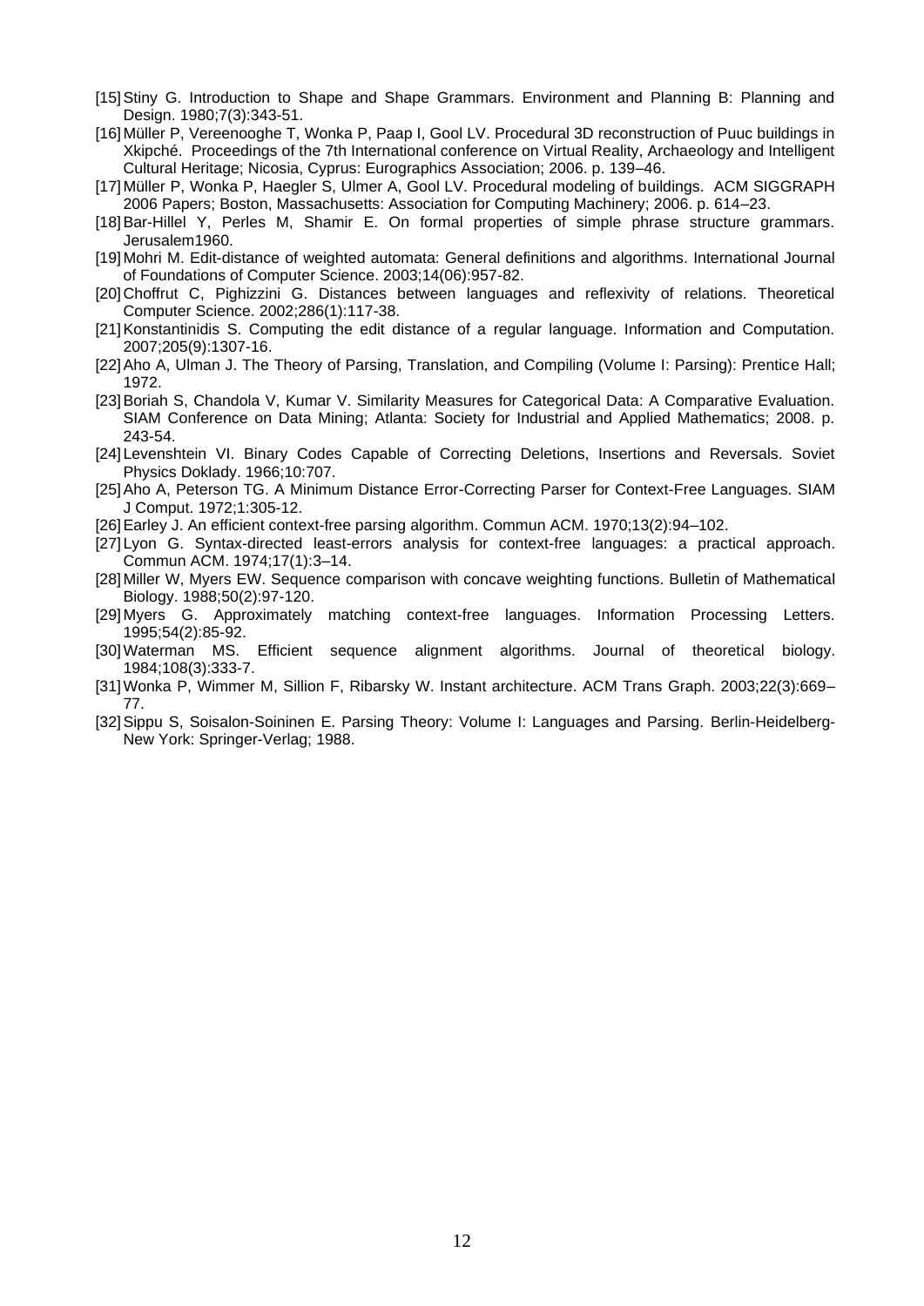[15] Stiny G. Introduction to Shape and Shape Grammars. Environment and Planning B: Planning and Design. 1980;7(3):343-51.

[16] Müller P, Vereenooghe T, Wonka P, Paap I, Gool LV. Procedural 3D reconstruction of Puuc buildings in Xkipché. Proceedings of the 7th International conference on Virtual Reality, Archaeology and Intelligent Cultural Heritage; Nicosia, Cyprus: Eurographics Association; 2006. p. 139–46.

[17] Müller P, Wonka P, Haegler S, Ulmer A, Gool LV. Procedural modeling of buildings. ACM SIGGRAPH 2006 Papers; Boston, Massachusetts: Association for Computing Machinery; 2006. p. 614–23.

[18] Bar-Hillel Y, Perles M, Shamir E. On formal properties of simple phrase structure grammars. Jerusalem1960.

[19] Mohri M. Edit-distance of weighted automata: General definitions and algorithms. International Journal of Foundations of Computer Science. 2003;14(06):957-82.

[20] Choffrut C, Pighizzini G. Distances between languages and reflexivity of relations. Theoretical Computer Science. 2002;286(1):117-38.

[21] Konstantinidis S. Computing the edit distance of a regular language. Information and Computation. 2007;205(9):1307-16.

[22] Aho A, Ulman J. The Theory of Parsing, Translation, and Compiling (Volume I: Parsing): Prentice Hall; 1972.

[23] Boriah S, Chandola V, Kumar V. Similarity Measures for Categorical Data: A Comparative Evaluation. SIAM Conference on Data Mining; Atlanta: Society for Industrial and Applied Mathematics; 2008. p. 243-54.

[24] Levenshtein VI. Binary Codes Capable of Correcting Deletions, Insertions and Reversals. Soviet Physics Doklady. 1966;10:707.

[25] Aho A, Peterson TG. A Minimum Distance Error-Correcting Parser for Context-Free Languages. SIAM J Comput. 1972;1:305-12.

[26] Earley J. An efficient context-free parsing algorithm. Commun ACM. 1970;13(2):94–102.

[27] Lyon G. Syntax-directed least-errors analysis for context-free languages: a practical approach. Commun ACM. 1974;17(1):3–14.

[28] Miller W, Myers EW. Sequence comparison with concave weighting functions. Bulletin of Mathematical Biology. 1988;50(2):97-120.

[29] Myers G. Approximately matching context-free languages. Information Processing Letters. 1995;54(2):85-92.

[30] Waterman MS. Efficient sequence alignment algorithms. Journal of theoretical biology. 1984;108(3):333-7.

[31] Wonka P, Wimmer M, Sillion F, Ribarsky W. Instant architecture. ACM Trans Graph. 2003;22(3):669–77.

[32] Sippu S, Soisalon-Soininen E. Parsing Theory: Volume I: Languages and Parsing. Berlin-Heidelberg-New York: Springer-Verlag; 1988.